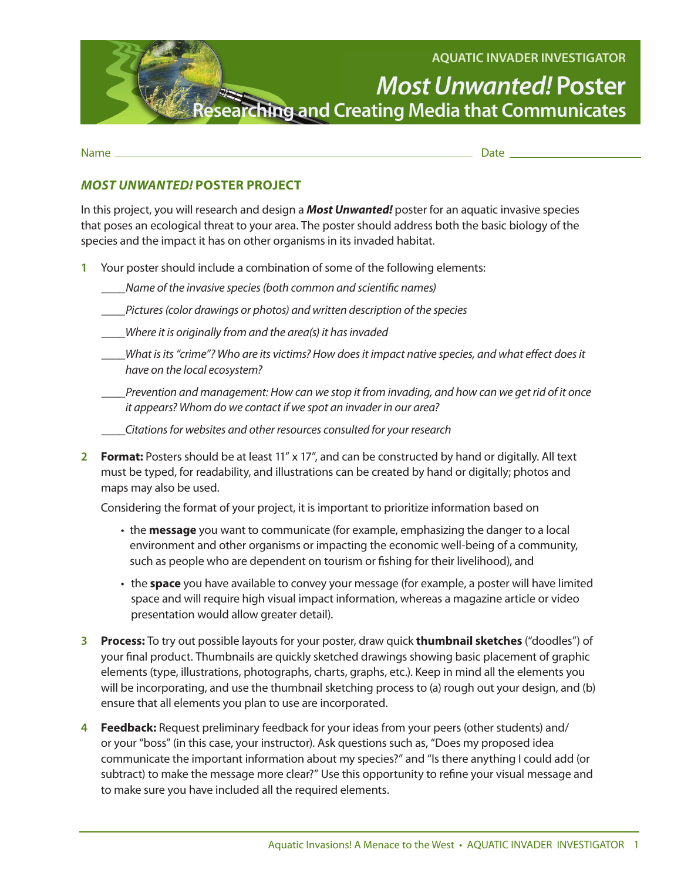AQUATIC INVADER INVESTIGATOR

# *Most Unwanted!* Poster

## Researching and Creating Media that Communicates

Name ______________________________ Date ______________

### *MOST UNWANTED!* POSTER PROJECT

In this project, you will research and design a ***Most Unwanted!*** poster for an aquatic invasive species that poses an ecological threat to your area. The poster should address both the basic biology of the species and the impact it has on other organisms in its invaded habitat.

1. Your poster should include a combination of some of the following elements:

   ____*Name of the invasive species (both common and scientific names)*

   ____*Pictures (color drawings or photos) and written description of the species*

   ____*Where it is originally from and the area(s) it has invaded*

   ____*What is its "crime"? Who are its victims? How does it impact native species, and what effect does it have on the local ecosystem?*

   ____*Prevention and management: How can we stop it from invading, and how can we get rid of it once it appears? Whom do we contact if we spot an invader in our area?*

   ____*Citations for websites and other resources consulted for your research*

2. **Format:** Posters should be at least 11″ x 17″, and can be constructed by hand or digitally. All text must be typed, for readability, and illustrations can be created by hand or digitally; photos and maps may also be used.

   Considering the format of your project, it is important to prioritize information based on

   - the **message** you want to communicate (for example, emphasizing the danger to a local environment and other organisms or impacting the economic well-being of a community, such as people who are dependent on tourism or fishing for their livelihood), and
   - the **space** you have available to convey your message (for example, a poster will have limited space and will require high visual impact information, whereas a magazine article or video presentation would allow greater detail).

3. **Process:** To try out possible layouts for your poster, draw quick **thumbnail sketches** ("doodles") of your final product. Thumbnails are quickly sketched drawings showing basic placement of graphic elements (type, illustrations, photographs, charts, graphs, etc.). Keep in mind all the elements you will be incorporating, and use the thumbnail sketching process to (a) rough out your design, and (b) ensure that all elements you plan to use are incorporated.

4. **Feedback:** Request preliminary feedback for your ideas from your peers (other students) and/or your "boss" (in this case, your instructor). Ask questions such as, "Does my proposed idea communicate the important information about my species?" and "Is there anything I could add (or subtract) to make the message more clear?" Use this opportunity to refine your visual message and to make sure you have included all the required elements.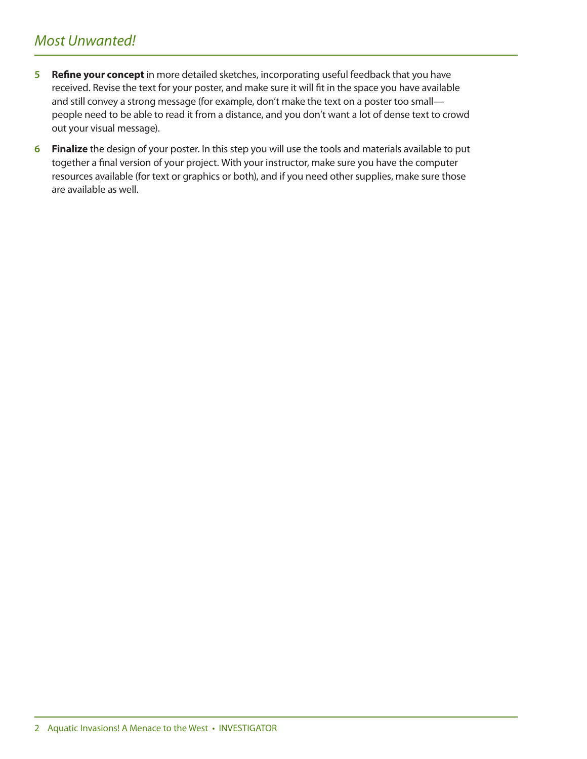5. **Refine your concept** in more detailed sketches, incorporating useful feedback that you have received. Revise the text for your poster, and make sure it will fit in the space you have available and still convey a strong message (for example, don't make the text on a poster too small—people need to be able to read it from a distance, and you don't want a lot of dense text to crowd out your visual message).

6. **Finalize** the design of your poster. In this step you will use the tools and materials available to put together a final version of your project. With your instructor, make sure you have the computer resources available (for text or graphics or both), and if you need other supplies, make sure those are available as well.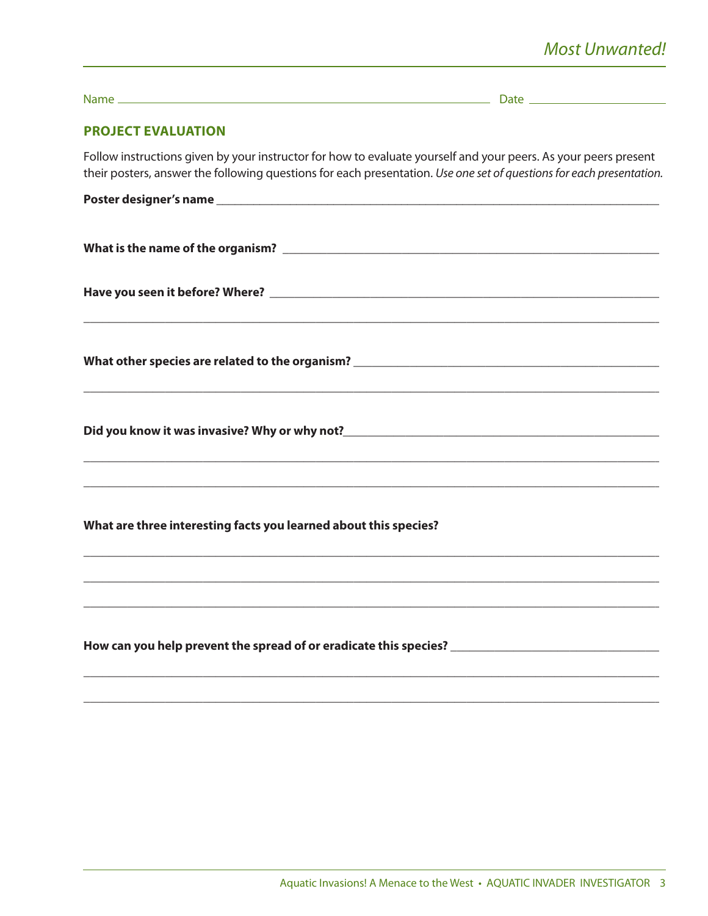Name ______________________________________________ Date ____________________

## PROJECT EVALUATION

Follow instructions given by your instructor for how to evaluate yourself and your peers. As your peers present their posters, answer the following questions for each presentation. *Use one set of questions for each presentation.*

**Poster designer's name** ______________________________________________

**What is the name of the organism?** ______________________________________________

**Have you seen it before? Where?** ______________________________________________

______________________________________________

**What other species are related to the organism?** ______________________________________________

______________________________________________

**Did you know it was invasive? Why or why not?** ______________________________________________

______________________________________________

______________________________________________

**What are three interesting facts you learned about this species?**

______________________________________________

______________________________________________

______________________________________________

**How can you help prevent the spread of or eradicate this species?** ______________________________________________

______________________________________________

______________________________________________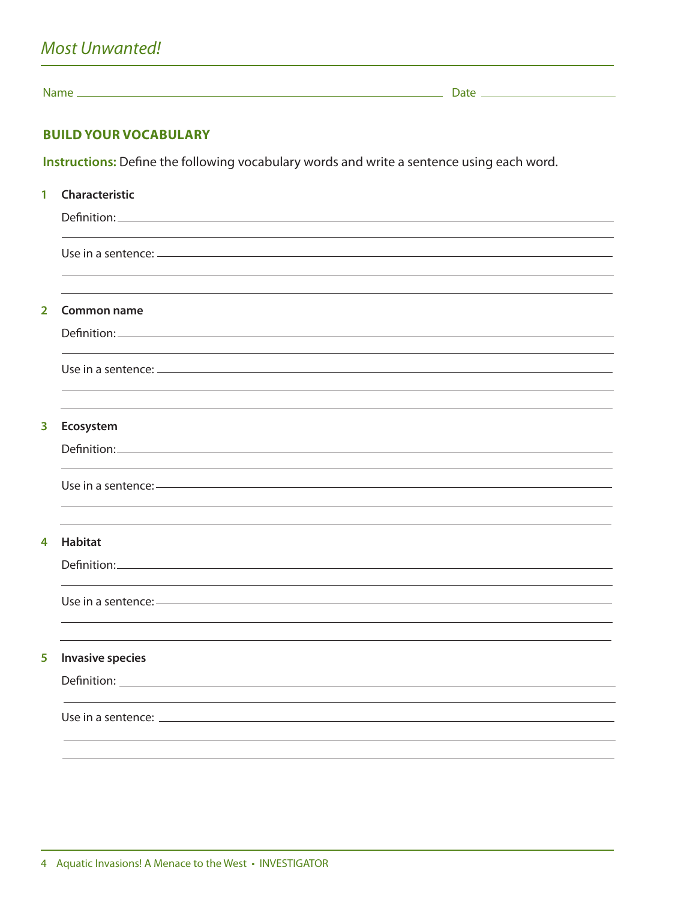## *Most Unwanted!*

Name \_\_\_\_\_\_\_\_\_\_\_\_\_\_\_\_\_\_\_\_\_\_\_\_\_\_\_\_\_\_\_\_\_\_\_\_\_\_\_\_ Date \_\_\_\_\_\_\_\_\_\_\_\_\_\_\_\_\_\_\_\_

### BUILD YOUR VOCABULARY

**Instructions:** Define the following vocabulary words and write a sentence using each word.

**1 Characteristic**

Definition: \_\_\_\_\_\_\_\_\_\_\_\_\_\_\_\_\_\_\_\_\_\_\_\_\_\_\_\_\_\_\_\_\_\_\_\_\_\_\_\_\_\_\_\_\_\_\_\_\_\_

Use in a sentence: \_\_\_\_\_\_\_\_\_\_\_\_\_\_\_\_\_\_\_\_\_\_\_\_\_\_\_\_\_\_\_\_\_\_\_\_\_\_\_\_\_\_\_\_\_\_\_\_\_\_

**2 Common name**

Definition: \_\_\_\_\_\_\_\_\_\_\_\_\_\_\_\_\_\_\_\_\_\_\_\_\_\_\_\_\_\_\_\_\_\_\_\_\_\_\_\_\_\_\_\_\_\_\_\_\_\_

Use in a sentence: \_\_\_\_\_\_\_\_\_\_\_\_\_\_\_\_\_\_\_\_\_\_\_\_\_\_\_\_\_\_\_\_\_\_\_\_\_\_\_\_\_\_\_\_\_\_\_\_\_\_

**3 Ecosystem**

Definition: \_\_\_\_\_\_\_\_\_\_\_\_\_\_\_\_\_\_\_\_\_\_\_\_\_\_\_\_\_\_\_\_\_\_\_\_\_\_\_\_\_\_\_\_\_\_\_\_\_\_

Use in a sentence: \_\_\_\_\_\_\_\_\_\_\_\_\_\_\_\_\_\_\_\_\_\_\_\_\_\_\_\_\_\_\_\_\_\_\_\_\_\_\_\_\_\_\_\_\_\_\_\_\_\_

**4 Habitat**

Definition: \_\_\_\_\_\_\_\_\_\_\_\_\_\_\_\_\_\_\_\_\_\_\_\_\_\_\_\_\_\_\_\_\_\_\_\_\_\_\_\_\_\_\_\_\_\_\_\_\_\_

Use in a sentence: \_\_\_\_\_\_\_\_\_\_\_\_\_\_\_\_\_\_\_\_\_\_\_\_\_\_\_\_\_\_\_\_\_\_\_\_\_\_\_\_\_\_\_\_\_\_\_\_\_\_

**5 Invasive species**

Definition: \_\_\_\_\_\_\_\_\_\_\_\_\_\_\_\_\_\_\_\_\_\_\_\_\_\_\_\_\_\_\_\_\_\_\_\_\_\_\_\_\_\_\_\_\_\_\_\_\_\_

Use in a sentence: \_\_\_\_\_\_\_\_\_\_\_\_\_\_\_\_\_\_\_\_\_\_\_\_\_\_\_\_\_\_\_\_\_\_\_\_\_\_\_\_\_\_\_\_\_\_\_\_\_\_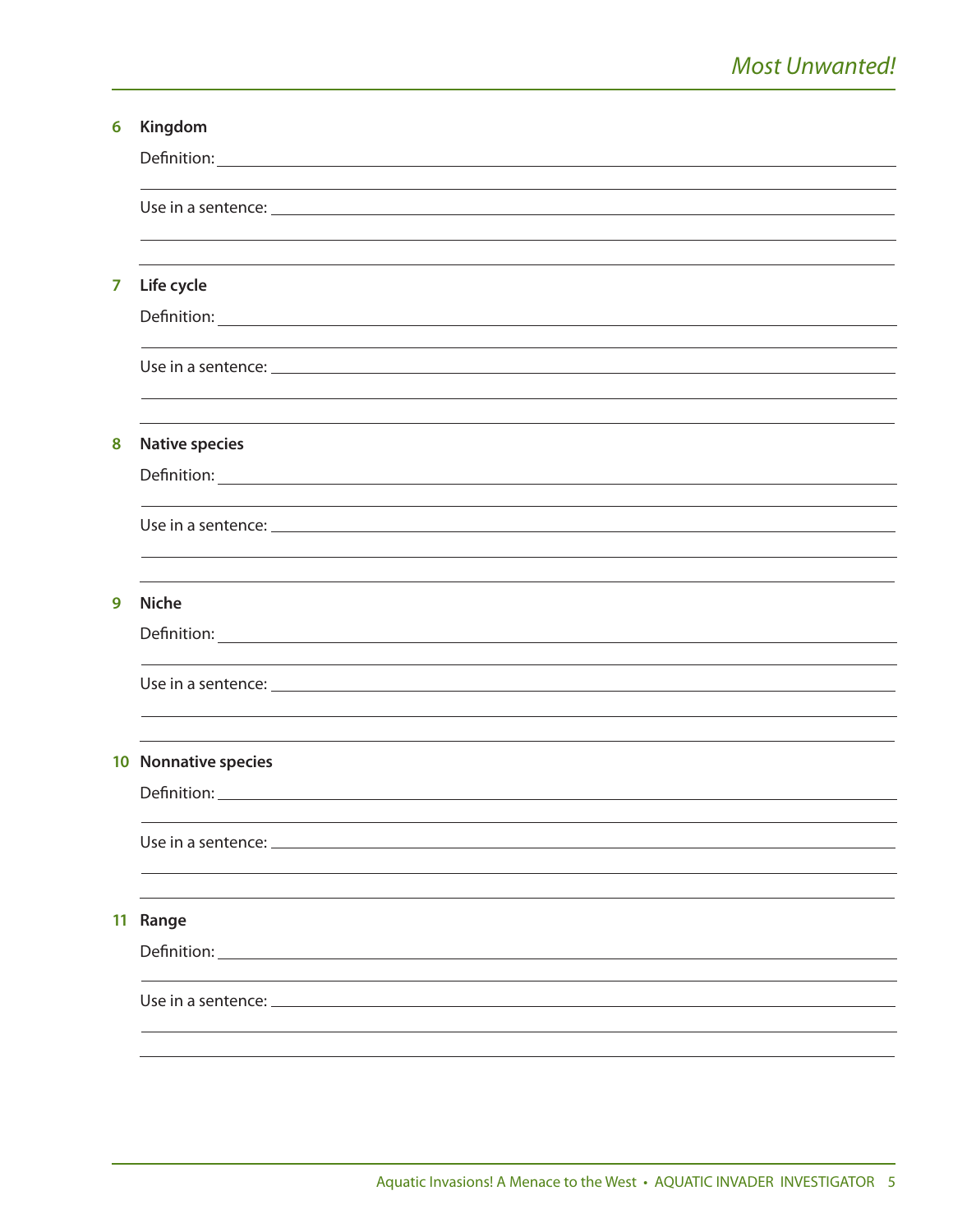**6 Kingdom**

Definition: ______________________________________________

______________________________________________

Use in a sentence: ______________________________________________

______________________________________________

______________________________________________

**7 Life cycle**

Definition: ______________________________________________

______________________________________________

Use in a sentence: ______________________________________________

______________________________________________

______________________________________________

**8 Native species**

Definition: ______________________________________________

______________________________________________

Use in a sentence: ______________________________________________

______________________________________________

______________________________________________

**9 Niche**

Definition: ______________________________________________

______________________________________________

Use in a sentence: ______________________________________________

______________________________________________

______________________________________________

**10 Nonnative species**

Definition: ______________________________________________

______________________________________________

Use in a sentence: ______________________________________________

______________________________________________

______________________________________________

**11 Range**

Definition: ______________________________________________

______________________________________________

Use in a sentence: ______________________________________________

______________________________________________

______________________________________________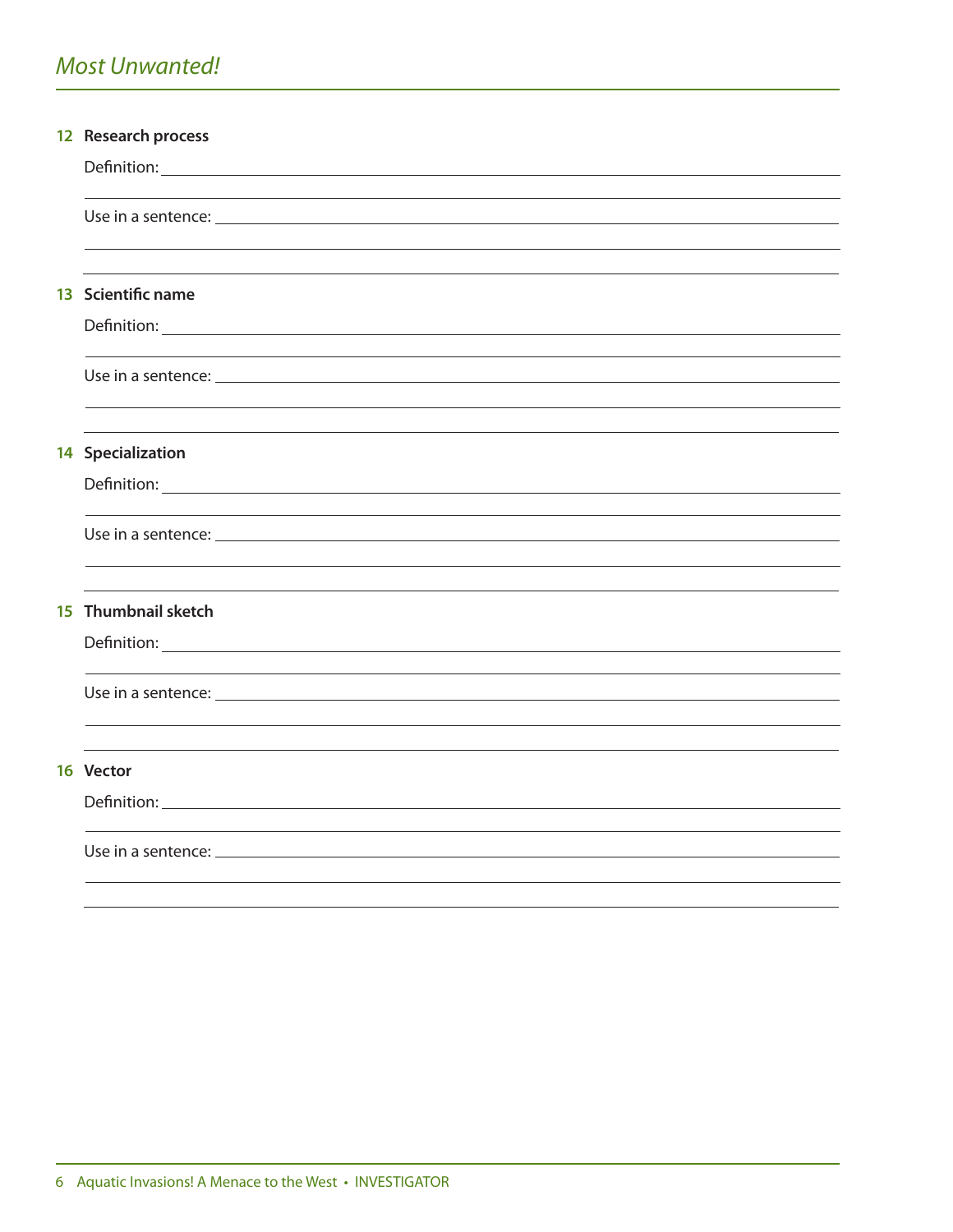## Most Unwanted!

**12 Research process**

Definition: ______________________________________________

______________________________________________

Use in a sentence: ______________________________________________

______________________________________________

______________________________________________

**13 Scientific name**

Definition: ______________________________________________

______________________________________________

Use in a sentence: ______________________________________________

______________________________________________

______________________________________________

**14 Specialization**

Definition: ______________________________________________

______________________________________________

Use in a sentence: ______________________________________________

______________________________________________

______________________________________________

**15 Thumbnail sketch**

Definition: ______________________________________________

______________________________________________

Use in a sentence: ______________________________________________

______________________________________________

______________________________________________

**16 Vector**

Definition: ______________________________________________

______________________________________________

Use in a sentence: ______________________________________________

______________________________________________

______________________________________________